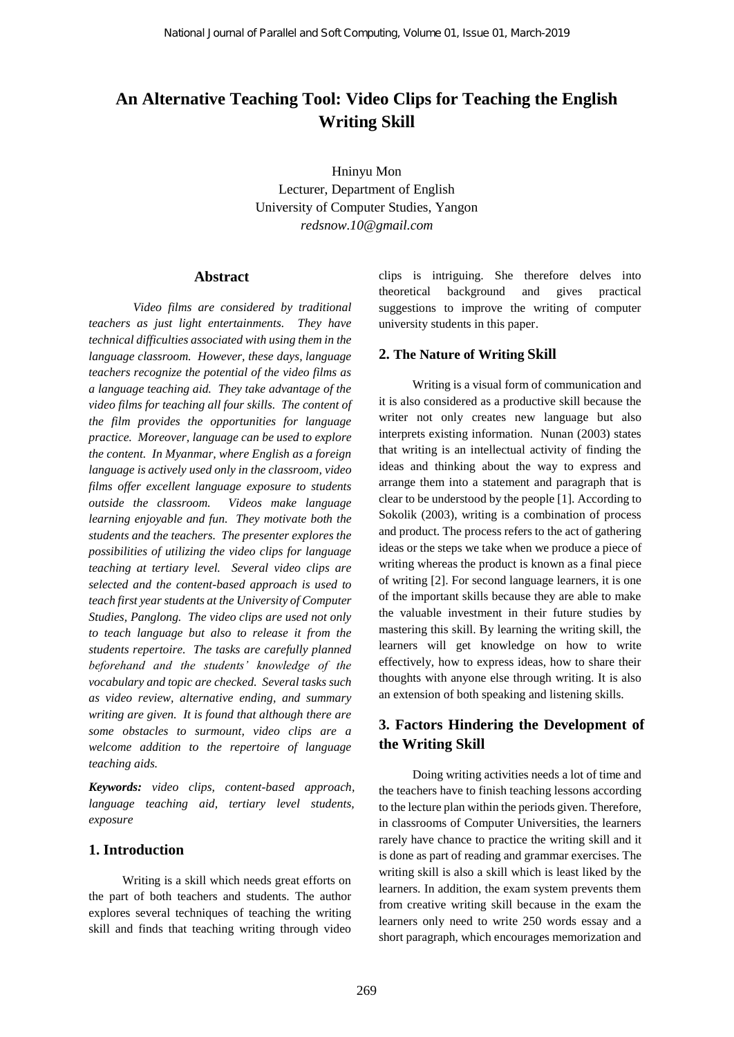# An Alternative Teaching Tool: Video Clips for Teaching the English Writing Skill

Hninyu Mon
Lecturer, Department of English
University of Computer Studies, Yangon
*redsnow.10@gmail.com*

## Abstract

*Video films are considered by traditional teachers as just light entertainments. They have technical difficulties associated with using them in the language classroom. However, these days, language teachers recognize the potential of the video films as a language teaching aid. They take advantage of the video films for teaching all four skills. The content of the film provides the opportunities for language practice. Moreover, language can be used to explore the content. In Myanmar, where English as a foreign language is actively used only in the classroom, video films offer excellent language exposure to students outside the classroom. Videos make language learning enjoyable and fun. They motivate both the students and the teachers. The presenter explores the possibilities of utilizing the video clips for language teaching at tertiary level. Several video clips are selected and the content-based approach is used to teach first year students at the University of Computer Studies, Panglong. The video clips are used not only to teach language but also to release it from the students repertoire. The tasks are carefully planned beforehand and the students' knowledge of the vocabulary and topic are checked. Several tasks such as video review, alternative ending, and summary writing are given. It is found that although there are some obstacles to surmount, video clips are a welcome addition to the repertoire of language teaching aids.*

***Keywords:*** *video clips, content-based approach, language teaching aid, tertiary level students, exposure*

## 1. Introduction

Writing is a skill which needs great efforts on the part of both teachers and students. The author explores several techniques of teaching the writing skill and finds that teaching writing through video clips is intriguing. She therefore delves into theoretical background and gives practical suggestions to improve the writing of computer university students in this paper.

## 2. The Nature of Writing Skill

Writing is a visual form of communication and it is also considered as a productive skill because the writer not only creates new language but also interprets existing information. Nunan (2003) states that writing is an intellectual activity of finding the ideas and thinking about the way to express and arrange them into a statement and paragraph that is clear to be understood by the people [1]. According to Sokolik (2003), writing is a combination of process and product. The process refers to the act of gathering ideas or the steps we take when we produce a piece of writing whereas the product is known as a final piece of writing [2]. For second language learners, it is one of the important skills because they are able to make the valuable investment in their future studies by mastering this skill. By learning the writing skill, the learners will get knowledge on how to write effectively, how to express ideas, how to share their thoughts with anyone else through writing. It is also an extension of both speaking and listening skills.

## 3. Factors Hindering the Development of the Writing Skill

Doing writing activities needs a lot of time and the teachers have to finish teaching lessons according to the lecture plan within the periods given. Therefore, in classrooms of Computer Universities, the learners rarely have chance to practice the writing skill and it is done as part of reading and grammar exercises. The writing skill is also a skill which is least liked by the learners. In addition, the exam system prevents them from creative writing skill because in the exam the learners only need to write 250 words essay and a short paragraph, which encourages memorization and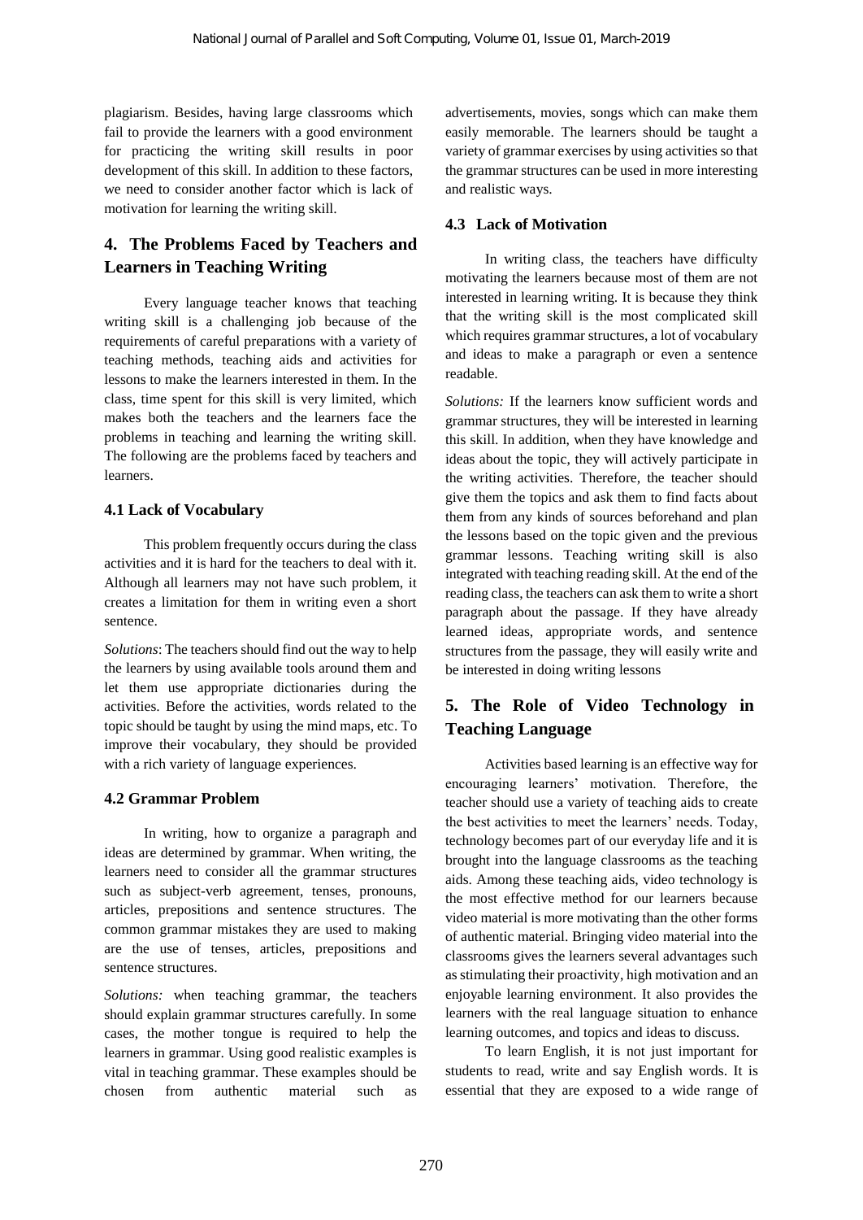plagiarism. Besides, having large classrooms which fail to provide the learners with a good environment for practicing the writing skill results in poor development of this skill. In addition to these factors, we need to consider another factor which is lack of motivation for learning the writing skill.

## 4. The Problems Faced by Teachers and Learners in Teaching Writing

Every language teacher knows that teaching writing skill is a challenging job because of the requirements of careful preparations with a variety of teaching methods, teaching aids and activities for lessons to make the learners interested in them. In the class, time spent for this skill is very limited, which makes both the teachers and the learners face the problems in teaching and learning the writing skill. The following are the problems faced by teachers and learners.

### 4.1 Lack of Vocabulary

This problem frequently occurs during the class activities and it is hard for the teachers to deal with it. Although all learners may not have such problem, it creates a limitation for them in writing even a short sentence.

*Solutions*: The teachers should find out the way to help the learners by using available tools around them and let them use appropriate dictionaries during the activities. Before the activities, words related to the topic should be taught by using the mind maps, etc. To improve their vocabulary, they should be provided with a rich variety of language experiences.

### 4.2 Grammar Problem

In writing, how to organize a paragraph and ideas are determined by grammar. When writing, the learners need to consider all the grammar structures such as subject-verb agreement, tenses, pronouns, articles, prepositions and sentence structures. The common grammar mistakes they are used to making are the use of tenses, articles, prepositions and sentence structures.

*Solutions:* when teaching grammar, the teachers should explain grammar structures carefully. In some cases, the mother tongue is required to help the learners in grammar. Using good realistic examples is vital in teaching grammar. These examples should be chosen from authentic material such as advertisements, movies, songs which can make them easily memorable. The learners should be taught a variety of grammar exercises by using activities so that the grammar structures can be used in more interesting and realistic ways.

### 4.3 Lack of Motivation

In writing class, the teachers have difficulty motivating the learners because most of them are not interested in learning writing. It is because they think that the writing skill is the most complicated skill which requires grammar structures, a lot of vocabulary and ideas to make a paragraph or even a sentence readable.

*Solutions:* If the learners know sufficient words and grammar structures, they will be interested in learning this skill. In addition, when they have knowledge and ideas about the topic, they will actively participate in the writing activities. Therefore, the teacher should give them the topics and ask them to find facts about them from any kinds of sources beforehand and plan the lessons based on the topic given and the previous grammar lessons. Teaching writing skill is also integrated with teaching reading skill. At the end of the reading class, the teachers can ask them to write a short paragraph about the passage. If they have already learned ideas, appropriate words, and sentence structures from the passage, they will easily write and be interested in doing writing lessons

## 5. The Role of Video Technology in Teaching Language

Activities based learning is an effective way for encouraging learners' motivation. Therefore, the teacher should use a variety of teaching aids to create the best activities to meet the learners' needs. Today, technology becomes part of our everyday life and it is brought into the language classrooms as the teaching aids. Among these teaching aids, video technology is the most effective method for our learners because video material is more motivating than the other forms of authentic material. Bringing video material into the classrooms gives the learners several advantages such as stimulating their proactivity, high motivation and an enjoyable learning environment. It also provides the learners with the real language situation to enhance learning outcomes, and topics and ideas to discuss.

To learn English, it is not just important for students to read, write and say English words. It is essential that they are exposed to a wide range of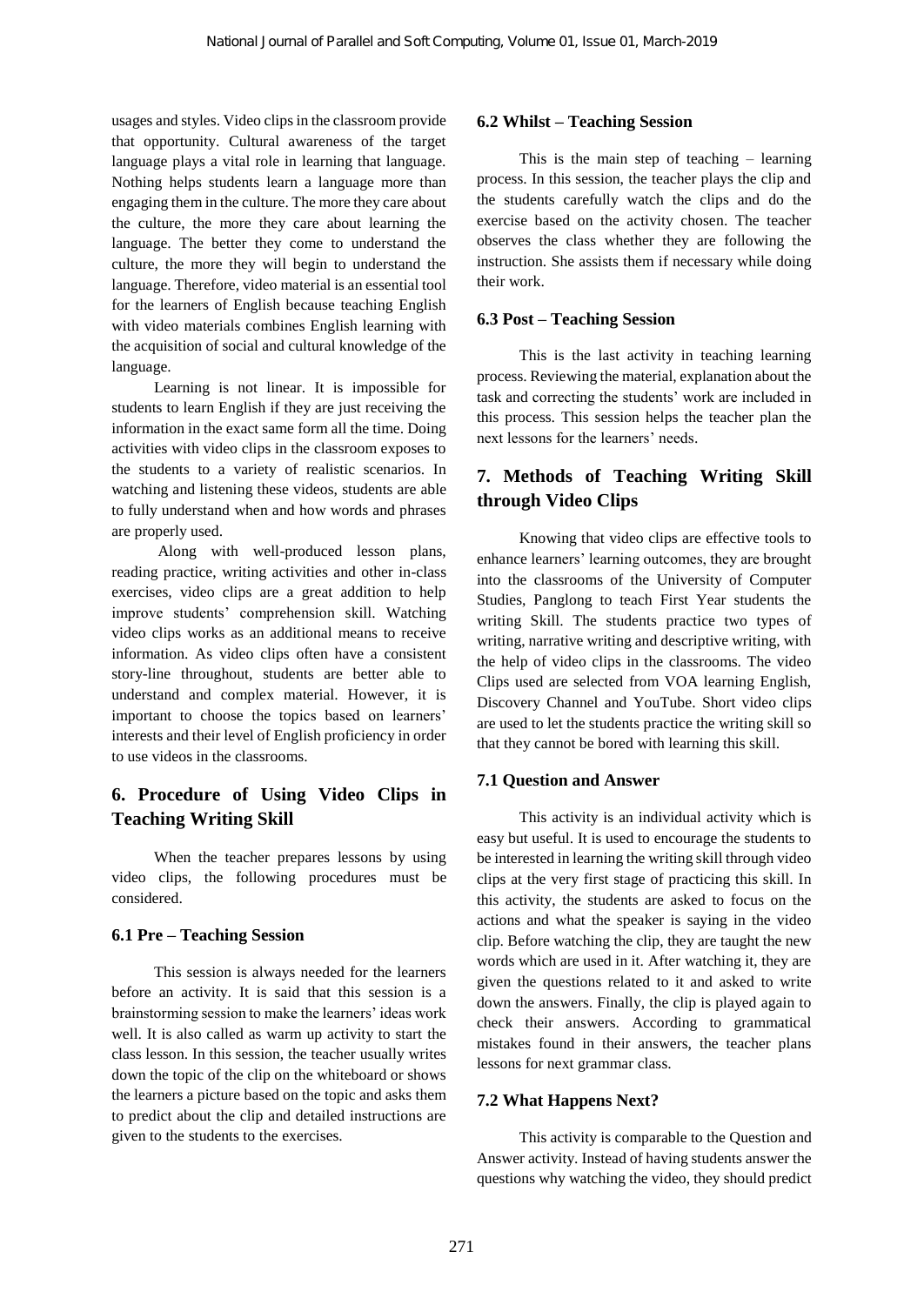usages and styles. Video clips in the classroom provide that opportunity. Cultural awareness of the target language plays a vital role in learning that language. Nothing helps students learn a language more than engaging them in the culture. The more they care about the culture, the more they care about learning the language. The better they come to understand the culture, the more they will begin to understand the language. Therefore, video material is an essential tool for the learners of English because teaching English with video materials combines English learning with the acquisition of social and cultural knowledge of the language.

Learning is not linear. It is impossible for students to learn English if they are just receiving the information in the exact same form all the time. Doing activities with video clips in the classroom exposes to the students to a variety of realistic scenarios. In watching and listening these videos, students are able to fully understand when and how words and phrases are properly used.

Along with well-produced lesson plans, reading practice, writing activities and other in-class exercises, video clips are a great addition to help improve students' comprehension skill. Watching video clips works as an additional means to receive information. As video clips often have a consistent story-line throughout, students are better able to understand and complex material. However, it is important to choose the topics based on learners' interests and their level of English proficiency in order to use videos in the classrooms.

## 6. Procedure of Using Video Clips in Teaching Writing Skill

When the teacher prepares lessons by using video clips, the following procedures must be considered.

### 6.1 Pre – Teaching Session

This session is always needed for the learners before an activity. It is said that this session is a brainstorming session to make the learners' ideas work well. It is also called as warm up activity to start the class lesson. In this session, the teacher usually writes down the topic of the clip on the whiteboard or shows the learners a picture based on the topic and asks them to predict about the clip and detailed instructions are given to the students to the exercises.

### 6.2 Whilst – Teaching Session

This is the main step of teaching – learning process. In this session, the teacher plays the clip and the students carefully watch the clips and do the exercise based on the activity chosen. The teacher observes the class whether they are following the instruction. She assists them if necessary while doing their work.

### 6.3 Post – Teaching Session

This is the last activity in teaching learning process. Reviewing the material, explanation about the task and correcting the students' work are included in this process. This session helps the teacher plan the next lessons for the learners' needs.

## 7. Methods of Teaching Writing Skill through Video Clips

Knowing that video clips are effective tools to enhance learners' learning outcomes, they are brought into the classrooms of the University of Computer Studies, Panglong to teach First Year students the writing Skill. The students practice two types of writing, narrative writing and descriptive writing, with the help of video clips in the classrooms. The video Clips used are selected from VOA learning English, Discovery Channel and YouTube. Short video clips are used to let the students practice the writing skill so that they cannot be bored with learning this skill.

### 7.1 Question and Answer

This activity is an individual activity which is easy but useful. It is used to encourage the students to be interested in learning the writing skill through video clips at the very first stage of practicing this skill. In this activity, the students are asked to focus on the actions and what the speaker is saying in the video clip. Before watching the clip, they are taught the new words which are used in it. After watching it, they are given the questions related to it and asked to write down the answers. Finally, the clip is played again to check their answers. According to grammatical mistakes found in their answers, the teacher plans lessons for next grammar class.

### 7.2 What Happens Next?

This activity is comparable to the Question and Answer activity. Instead of having students answer the questions why watching the video, they should predict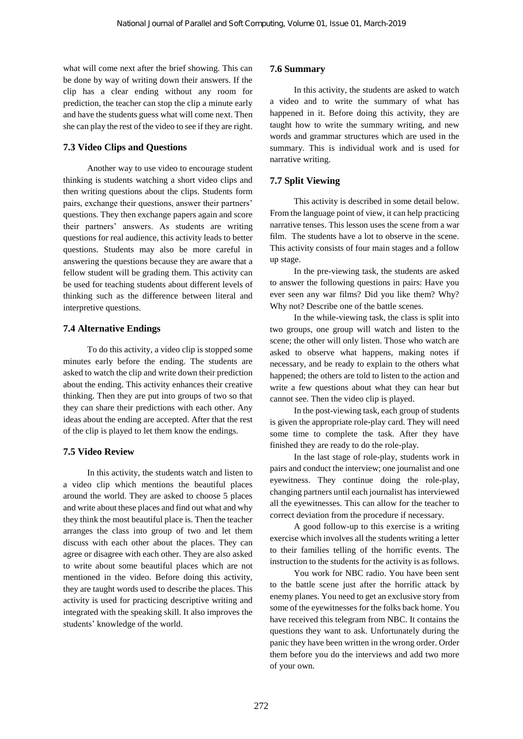what will come next after the brief showing. This can be done by way of writing down their answers. If the clip has a clear ending without any room for prediction, the teacher can stop the clip a minute early and have the students guess what will come next. Then she can play the rest of the video to see if they are right.

### 7.3 Video Clips and Questions

Another way to use video to encourage student thinking is students watching a short video clips and then writing questions about the clips. Students form pairs, exchange their questions, answer their partners' questions. They then exchange papers again and score their partners' answers. As students are writing questions for real audience, this activity leads to better questions. Students may also be more careful in answering the questions because they are aware that a fellow student will be grading them. This activity can be used for teaching students about different levels of thinking such as the difference between literal and interpretive questions.

### 7.4 Alternative Endings

To do this activity, a video clip is stopped some minutes early before the ending. The students are asked to watch the clip and write down their prediction about the ending. This activity enhances their creative thinking. Then they are put into groups of two so that they can share their predictions with each other. Any ideas about the ending are accepted. After that the rest of the clip is played to let them know the endings.

### 7.5 Video Review

In this activity, the students watch and listen to a video clip which mentions the beautiful places around the world. They are asked to choose 5 places and write about these places and find out what and why they think the most beautiful place is. Then the teacher arranges the class into group of two and let them discuss with each other about the places. They can agree or disagree with each other. They are also asked to write about some beautiful places which are not mentioned in the video. Before doing this activity, they are taught words used to describe the places. This activity is used for practicing descriptive writing and integrated with the speaking skill. It also improves the students' knowledge of the world.

### 7.6 Summary

In this activity, the students are asked to watch a video and to write the summary of what has happened in it. Before doing this activity, they are taught how to write the summary writing, and new words and grammar structures which are used in the summary. This is individual work and is used for narrative writing.

### 7.7 Split Viewing

This activity is described in some detail below. From the language point of view, it can help practicing narrative tenses. This lesson uses the scene from a war film. The students have a lot to observe in the scene. This activity consists of four main stages and a follow up stage.

In the pre-viewing task, the students are asked to answer the following questions in pairs: Have you ever seen any war films? Did you like them? Why? Why not? Describe one of the battle scenes.

In the while-viewing task, the class is split into two groups, one group will watch and listen to the scene; the other will only listen. Those who watch are asked to observe what happens, making notes if necessary, and be ready to explain to the others what happened; the others are told to listen to the action and write a few questions about what they can hear but cannot see. Then the video clip is played.

In the post-viewing task, each group of students is given the appropriate role-play card. They will need some time to complete the task. After they have finished they are ready to do the role-play.

In the last stage of role-play, students work in pairs and conduct the interview; one journalist and one eyewitness. They continue doing the role-play, changing partners until each journalist has interviewed all the eyewitnesses. This can allow for the teacher to correct deviation from the procedure if necessary.

A good follow-up to this exercise is a writing exercise which involves all the students writing a letter to their families telling of the horrific events. The instruction to the students for the activity is as follows.

You work for NBC radio. You have been sent to the battle scene just after the horrific attack by enemy planes. You need to get an exclusive story from some of the eyewitnesses for the folks back home. You have received this telegram from NBC. It contains the questions they want to ask. Unfortunately during the panic they have been written in the wrong order. Order them before you do the interviews and add two more of your own.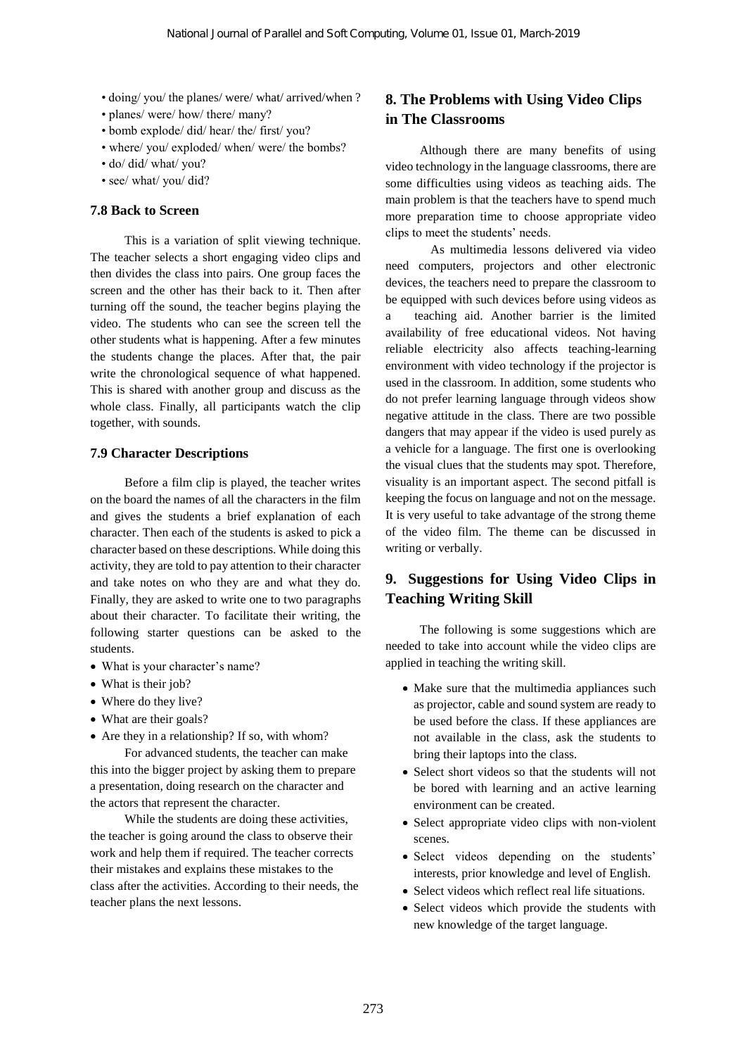- doing/ you/ the planes/ were/ what/ arrived/when ?
- planes/ were/ how/ there/ many?
- bomb explode/ did/ hear/ the/ first/ you?
- where/ you/ exploded/ when/ were/ the bombs?
- do/ did/ what/ you?
- see/ what/ you/ did?

### 7.8 Back to Screen

This is a variation of split viewing technique. The teacher selects a short engaging video clips and then divides the class into pairs. One group faces the screen and the other has their back to it. Then after turning off the sound, the teacher begins playing the video. The students who can see the screen tell the other students what is happening. After a few minutes the students change the places. After that, the pair write the chronological sequence of what happened. This is shared with another group and discuss as the whole class. Finally, all participants watch the clip together, with sounds.

### 7.9 Character Descriptions

Before a film clip is played, the teacher writes on the board the names of all the characters in the film and gives the students a brief explanation of each character. Then each of the students is asked to pick a character based on these descriptions. While doing this activity, they are told to pay attention to their character and take notes on who they are and what they do. Finally, they are asked to write one to two paragraphs about their character. To facilitate their writing, the following starter questions can be asked to the students.

- What is your character's name?
- What is their job?
- Where do they live?
- What are their goals?
- Are they in a relationship? If so, with whom?

For advanced students, the teacher can make this into the bigger project by asking them to prepare a presentation, doing research on the character and the actors that represent the character.

While the students are doing these activities, the teacher is going around the class to observe their work and help them if required. The teacher corrects their mistakes and explains these mistakes to the class after the activities. According to their needs, the teacher plans the next lessons.

## 8. The Problems with Using Video Clips in The Classrooms

Although there are many benefits of using video technology in the language classrooms, there are some difficulties using videos as teaching aids. The main problem is that the teachers have to spend much more preparation time to choose appropriate video clips to meet the students' needs.

As multimedia lessons delivered via video need computers, projectors and other electronic devices, the teachers need to prepare the classroom to be equipped with such devices before using videos as a teaching aid. Another barrier is the limited availability of free educational videos. Not having reliable electricity also affects teaching-learning environment with video technology if the projector is used in the classroom. In addition, some students who do not prefer learning language through videos show negative attitude in the class. There are two possible dangers that may appear if the video is used purely as a vehicle for a language. The first one is overlooking the visual clues that the students may spot. Therefore, visuality is an important aspect. The second pitfall is keeping the focus on language and not on the message. It is very useful to take advantage of the strong theme of the video film. The theme can be discussed in writing or verbally.

## 9. Suggestions for Using Video Clips in Teaching Writing Skill

The following is some suggestions which are needed to take into account while the video clips are applied in teaching the writing skill.

- Make sure that the multimedia appliances such as projector, cable and sound system are ready to be used before the class. If these appliances are not available in the class, ask the students to bring their laptops into the class.
- Select short videos so that the students will not be bored with learning and an active learning environment can be created.
- Select appropriate video clips with non-violent scenes.
- Select videos depending on the students' interests, prior knowledge and level of English.
- Select videos which reflect real life situations.
- Select videos which provide the students with new knowledge of the target language.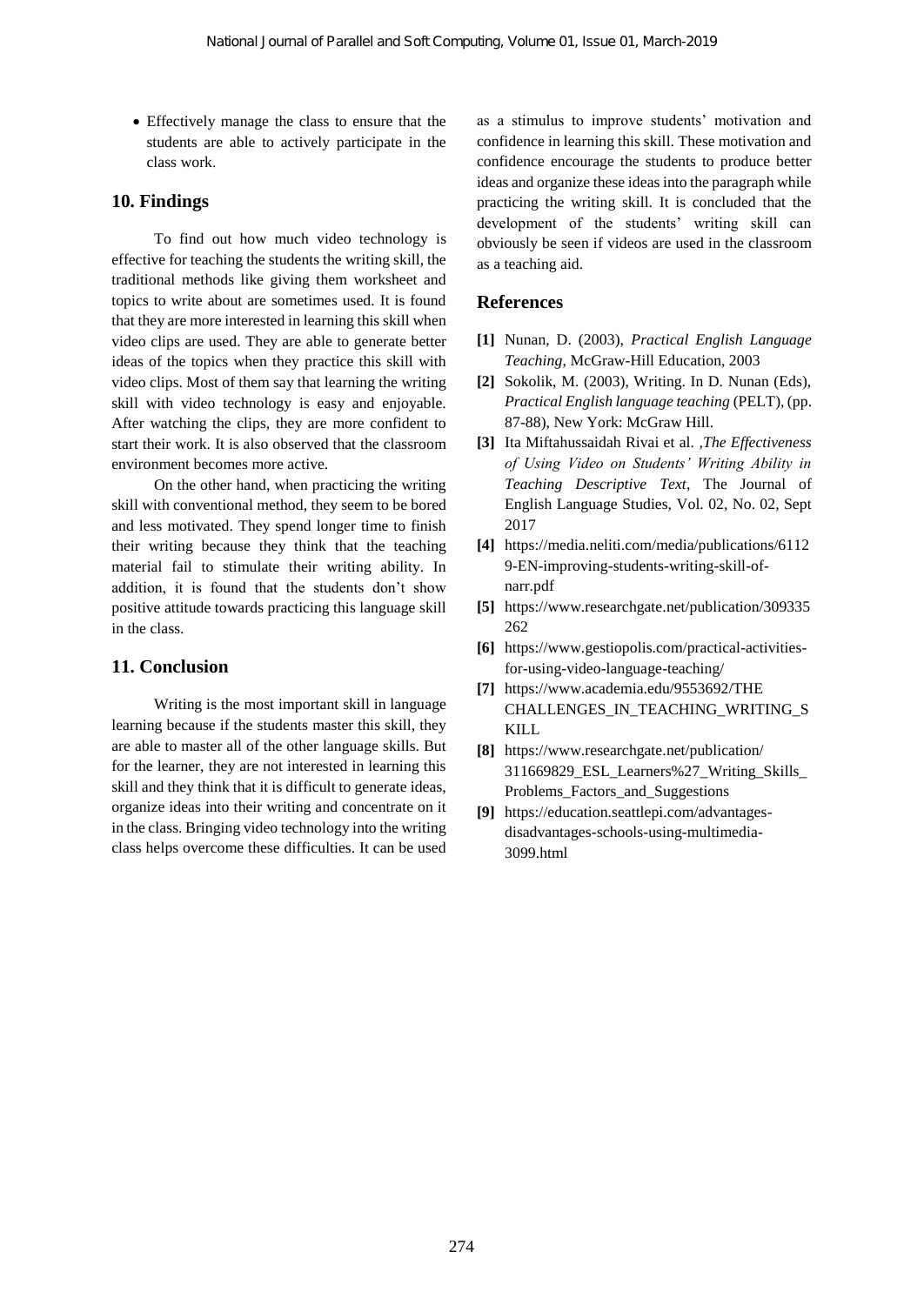- Effectively manage the class to ensure that the students are able to actively participate in the class work.

## 10. Findings

To find out how much video technology is effective for teaching the students the writing skill, the traditional methods like giving them worksheet and topics to write about are sometimes used. It is found that they are more interested in learning this skill when video clips are used. They are able to generate better ideas of the topics when they practice this skill with video clips. Most of them say that learning the writing skill with video technology is easy and enjoyable. After watching the clips, they are more confident to start their work. It is also observed that the classroom environment becomes more active.

On the other hand, when practicing the writing skill with conventional method, they seem to be bored and less motivated. They spend longer time to finish their writing because they think that the teaching material fail to stimulate their writing ability. In addition, it is found that the students don't show positive attitude towards practicing this language skill in the class.

## 11. Conclusion

Writing is the most important skill in language learning because if the students master this skill, they are able to master all of the other language skills. But for the learner, they are not interested in learning this skill and they think that it is difficult to generate ideas, organize ideas into their writing and concentrate on it in the class. Bringing video technology into the writing class helps overcome these difficulties. It can be used as a stimulus to improve students' motivation and confidence in learning this skill. These motivation and confidence encourage the students to produce better ideas and organize these ideas into the paragraph while practicing the writing skill. It is concluded that the development of the students' writing skill can obviously be seen if videos are used in the classroom as a teaching aid.

## References

**[1]** Nunan, D. (2003), *Practical English Language Teaching*, McGraw-Hill Education, 2003

**[2]** Sokolik, M. (2003), Writing. In D. Nunan (Eds), *Practical English language teaching* (PELT), (pp. 87-88), New York: McGraw Hill.

**[3]** Ita Miftahussaidah Rivai et al. ,*The Effectiveness of Using Video on Students' Writing Ability in Teaching Descriptive Text*, The Journal of English Language Studies, Vol. 02, No. 02, Sept 2017

**[4]** https://media.neliti.com/media/publications/61129-EN-improving-students-writing-skill-of-narr.pdf

**[5]** https://www.researchgate.net/publication/309335262

**[6]** https://www.gestiopolis.com/practical-activities-for-using-video-language-teaching/

**[7]** https://www.academia.edu/9553692/THE_CHALLENGES_IN_TEACHING_WRITING_SKILL

**[8]** https://www.researchgate.net/publication/311669829_ESL_Learners%27_Writing_Skills_Problems_Factors_and_Suggestions

**[9]** https://education.seattlepi.com/advantages-disadvantages-schools-using-multimedia-3099.html